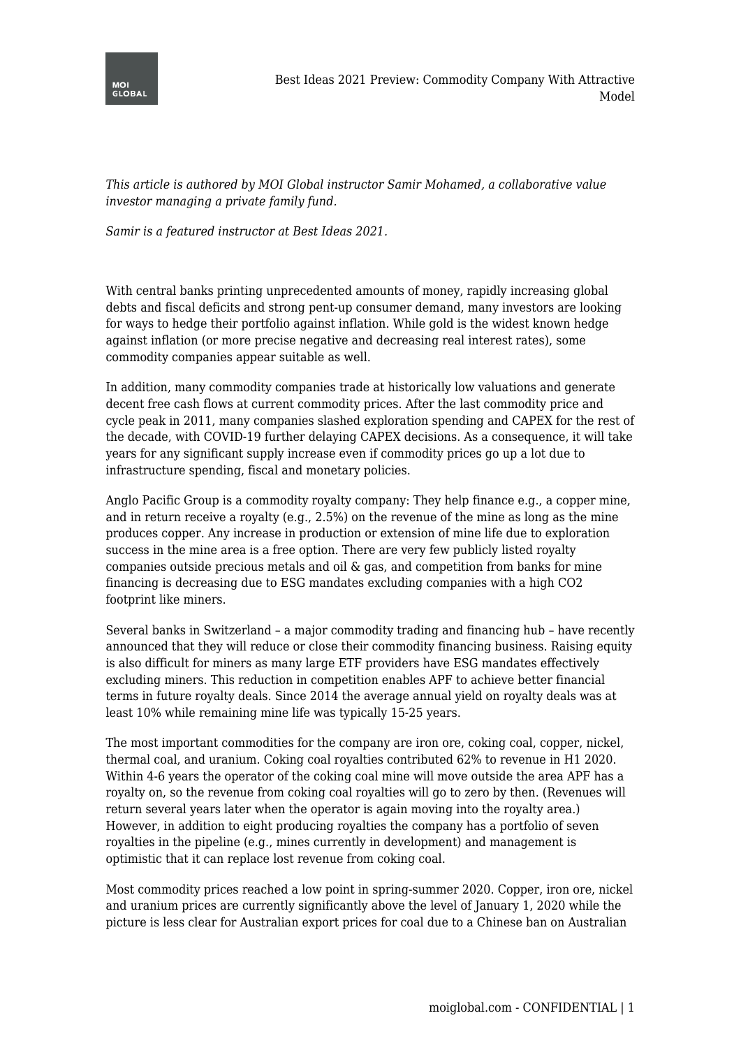# Best Ideas 2021 Preview: Commodity Company With Attractive Model

*This article is authored by MOI Global instructor Samir Mohamed, a collaborative value investor managing a private family fund.*

*Samir is a featured instructor at Best Ideas 2021.*

With central banks printing unprecedented amounts of money, rapidly increasing global debts and fiscal deficits and strong pent-up consumer demand, many investors are looking for ways to hedge their portfolio against inflation. While gold is the widest known hedge against inflation (or more precise negative and decreasing real interest rates), some commodity companies appear suitable as well.

In addition, many commodity companies trade at historically low valuations and generate decent free cash flows at current commodity prices. After the last commodity price and cycle peak in 2011, many companies slashed exploration spending and CAPEX for the rest of the decade, with COVID-19 further delaying CAPEX decisions. As a consequence, it will take years for any significant supply increase even if commodity prices go up a lot due to infrastructure spending, fiscal and monetary policies.

Anglo Pacific Group is a commodity royalty company: They help finance e.g., a copper mine, and in return receive a royalty (e.g., 2.5%) on the revenue of the mine as long as the mine produces copper. Any increase in production or extension of mine life due to exploration success in the mine area is a free option. There are very few publicly listed royalty companies outside precious metals and oil & gas, and competition from banks for mine financing is decreasing due to ESG mandates excluding companies with a high CO2 footprint like miners.

Several banks in Switzerland – a major commodity trading and financing hub – have recently announced that they will reduce or close their commodity financing business. Raising equity is also difficult for miners as many large ETF providers have ESG mandates effectively excluding miners. This reduction in competition enables APF to achieve better financial terms in future royalty deals. Since 2014 the average annual yield on royalty deals was at least 10% while remaining mine life was typically 15-25 years.

The most important commodities for the company are iron ore, coking coal, copper, nickel, thermal coal, and uranium. Coking coal royalties contributed 62% to revenue in H1 2020. Within 4-6 years the operator of the coking coal mine will move outside the area APF has a royalty on, so the revenue from coking coal royalties will go to zero by then. (Revenues will return several years later when the operator is again moving into the royalty area.) However, in addition to eight producing royalties the company has a portfolio of seven royalties in the pipeline (e.g., mines currently in development) and management is optimistic that it can replace lost revenue from coking coal.

Most commodity prices reached a low point in spring-summer 2020. Copper, iron ore, nickel and uranium prices are currently significantly above the level of January 1, 2020 while the picture is less clear for Australian export prices for coal due to a Chinese ban on Australian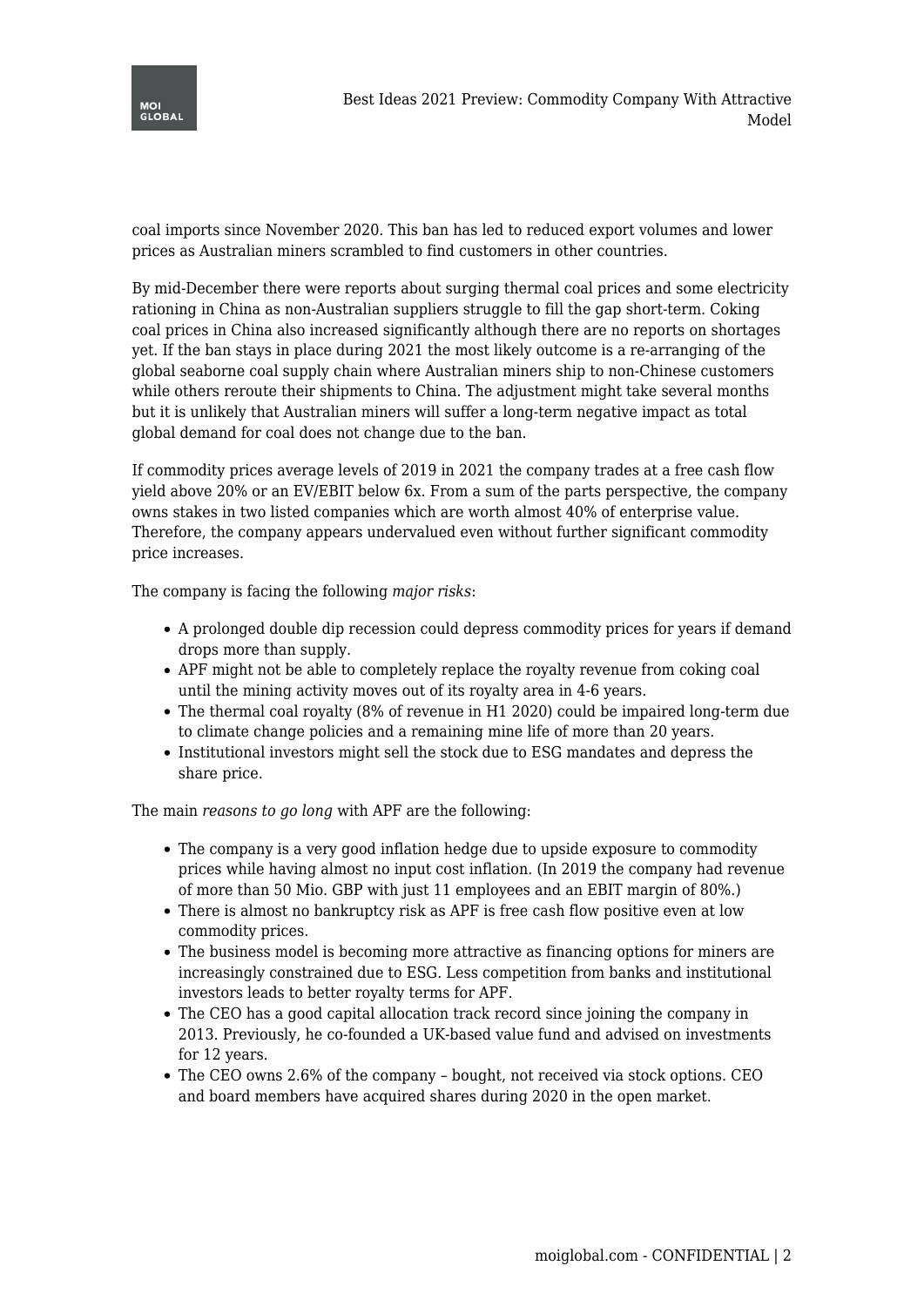coal imports since November 2020. This ban has led to reduced export volumes and lower prices as Australian miners scrambled to find customers in other countries.

By mid-December there were reports about surging thermal coal prices and some electricity rationing in China as non-Australian suppliers struggle to fill the gap short-term. Coking coal prices in China also increased significantly although there are no reports on shortages yet. If the ban stays in place during 2021 the most likely outcome is a re-arranging of the global seaborne coal supply chain where Australian miners ship to non-Chinese customers while others reroute their shipments to China. The adjustment might take several months but it is unlikely that Australian miners will suffer a long-term negative impact as total global demand for coal does not change due to the ban.

If commodity prices average levels of 2019 in 2021 the company trades at a free cash flow yield above 20% or an EV/EBIT below 6x. From a sum of the parts perspective, the company owns stakes in two listed companies which are worth almost 40% of enterprise value. Therefore, the company appears undervalued even without further significant commodity price increases.

The company is facing the following *major risks*:

- A prolonged double dip recession could depress commodity prices for years if demand drops more than supply.
- APF might not be able to completely replace the royalty revenue from coking coal until the mining activity moves out of its royalty area in 4-6 years.
- The thermal coal royalty (8% of revenue in H1 2020) could be impaired long-term due to climate change policies and a remaining mine life of more than 20 years.
- Institutional investors might sell the stock due to ESG mandates and depress the share price.

The main *reasons to go long* with APF are the following:

- The company is a very good inflation hedge due to upside exposure to commodity prices while having almost no input cost inflation. (In 2019 the company had revenue of more than 50 Mio. GBP with just 11 employees and an EBIT margin of 80%.)
- There is almost no bankruptcy risk as APF is free cash flow positive even at low commodity prices.
- The business model is becoming more attractive as financing options for miners are increasingly constrained due to ESG. Less competition from banks and institutional investors leads to better royalty terms for APF.
- The CEO has a good capital allocation track record since joining the company in 2013. Previously, he co-founded a UK-based value fund and advised on investments for 12 years.
- The CEO owns 2.6% of the company – bought, not received via stock options. CEO and board members have acquired shares during 2020 in the open market.